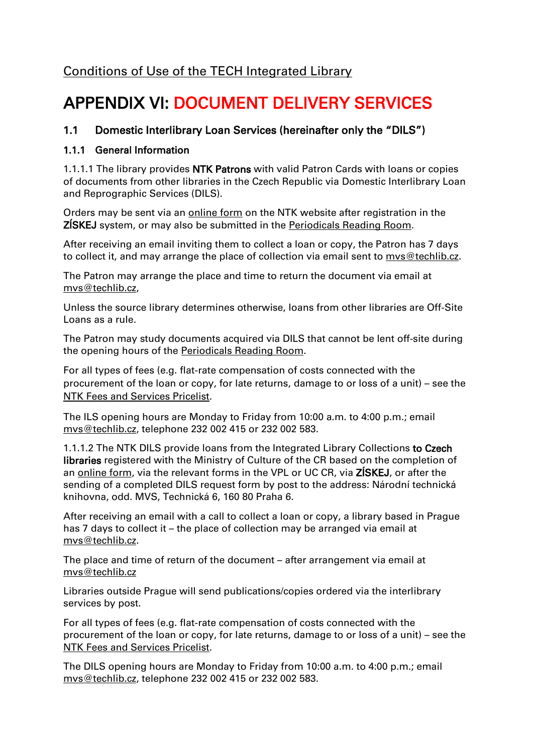Conditions of Use of the TECH Integrated Library

# APPENDIX VI: DOCUMENT DELIVERY SERVICES

## 1.1 Domestic Interlibrary Loan Services (hereinafter only the “DILS”)

### 1.1.1 General Information

1.1.1.1 The library provides **NTK Patrons** with valid Patron Cards with loans or copies of documents from other libraries in the Czech Republic via Domestic Interlibrary Loan and Reprographic Services (DILS).

Orders may be sent via an online form on the NTK website after registration in the **ZÍSKEJ** system, or may also be submitted in the Periodicals Reading Room.

After receiving an email inviting them to collect a loan or copy, the Patron has 7 days to collect it, and may arrange the place of collection via email sent to mvs@techlib.cz.

The Patron may arrange the place and time to return the document via email at mvs@techlib.cz,

Unless the source library determines otherwise, loans from other libraries are Off-Site Loans as a rule.

The Patron may study documents acquired via DILS that cannot be lent off-site during the opening hours of the Periodicals Reading Room.

For all types of fees (e.g. flat-rate compensation of costs connected with the procurement of the loan or copy, for late returns, damage to or loss of a unit) – see the NTK Fees and Services Pricelist.

The ILS opening hours are Monday to Friday from 10:00 a.m. to 4:00 p.m.; email mvs@techlib.cz, telephone 232 002 415 or 232 002 583.

1.1.1.2 The NTK DILS provide loans from the Integrated Library Collections **to Czech libraries** registered with the Ministry of Culture of the CR based on the completion of an online form, via the relevant forms in the VPL or UC CR, via **ZÍSKEJ**, or after the sending of a completed DILS request form by post to the address: Národní technická knihovna, odd. MVS, Technická 6, 160 80 Praha 6.

After receiving an email with a call to collect a loan or copy, a library based in Prague has 7 days to collect it – the place of collection may be arranged via email at mvs@techlib.cz.

The place and time of return of the document – after arrangement via email at mvs@techlib.cz

Libraries outside Prague will send publications/copies ordered via the interlibrary services by post.

For all types of fees (e.g. flat-rate compensation of costs connected with the procurement of the loan or copy, for late returns, damage to or loss of a unit) – see the NTK Fees and Services Pricelist.

The DILS opening hours are Monday to Friday from 10:00 a.m. to 4:00 p.m.; email mvs@techlib.cz, telephone 232 002 415 or 232 002 583.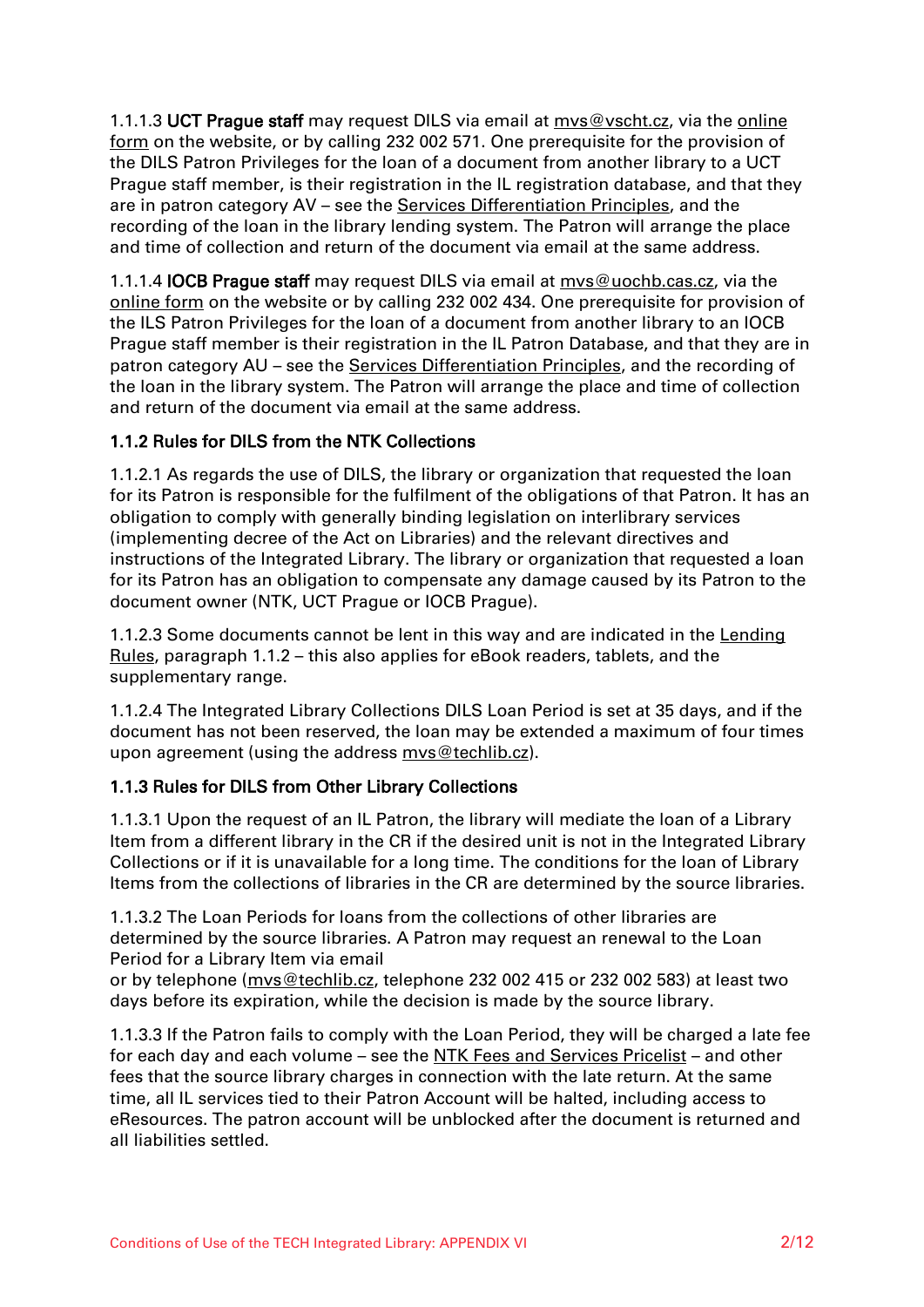1.1.1.3 **UCT Prague staff** may request DILS via email at mvs@vscht.cz, via the online form on the website, or by calling 232 002 571. One prerequisite for the provision of the DILS Patron Privileges for the loan of a document from another library to a UCT Prague staff member, is their registration in the IL registration database, and that they are in patron category AV – see the Services Differentiation Principles, and the recording of the loan in the library lending system. The Patron will arrange the place and time of collection and return of the document via email at the same address.

1.1.1.4 **IOCB Prague staff** may request DILS via email at mvs@uochb.cas.cz, via the online form on the website or by calling 232 002 434. One prerequisite for provision of the ILS Patron Privileges for the loan of a document from another library to an IOCB Prague staff member is their registration in the IL Patron Database, and that they are in patron category AU – see the Services Differentiation Principles, and the recording of the loan in the library system. The Patron will arrange the place and time of collection and return of the document via email at the same address.

### 1.1.2 Rules for DILS from the NTK Collections

1.1.2.1 As regards the use of DILS, the library or organization that requested the loan for its Patron is responsible for the fulfilment of the obligations of that Patron. It has an obligation to comply with generally binding legislation on interlibrary services (implementing decree of the Act on Libraries) and the relevant directives and instructions of the Integrated Library. The library or organization that requested a loan for its Patron has an obligation to compensate any damage caused by its Patron to the document owner (NTK, UCT Prague or IOCB Prague).

1.1.2.3 Some documents cannot be lent in this way and are indicated in the Lending Rules, paragraph 1.1.2 – this also applies for eBook readers, tablets, and the supplementary range.

1.1.2.4 The Integrated Library Collections DILS Loan Period is set at 35 days, and if the document has not been reserved, the loan may be extended a maximum of four times upon agreement (using the address mvs@techlib.cz).

### 1.1.3 Rules for DILS from Other Library Collections

1.1.3.1 Upon the request of an IL Patron, the library will mediate the loan of a Library Item from a different library in the CR if the desired unit is not in the Integrated Library Collections or if it is unavailable for a long time. The conditions for the loan of Library Items from the collections of libraries in the CR are determined by the source libraries.

1.1.3.2 The Loan Periods for loans from the collections of other libraries are determined by the source libraries. A Patron may request an renewal to the Loan Period for a Library Item via email
or by telephone (mvs@techlib.cz, telephone 232 002 415 or 232 002 583) at least two days before its expiration, while the decision is made by the source library.

1.1.3.3 If the Patron fails to comply with the Loan Period, they will be charged a late fee for each day and each volume – see the NTK Fees and Services Pricelist – and other fees that the source library charges in connection with the late return. At the same time, all IL services tied to their Patron Account will be halted, including access to eResources. The patron account will be unblocked after the document is returned and all liabilities settled.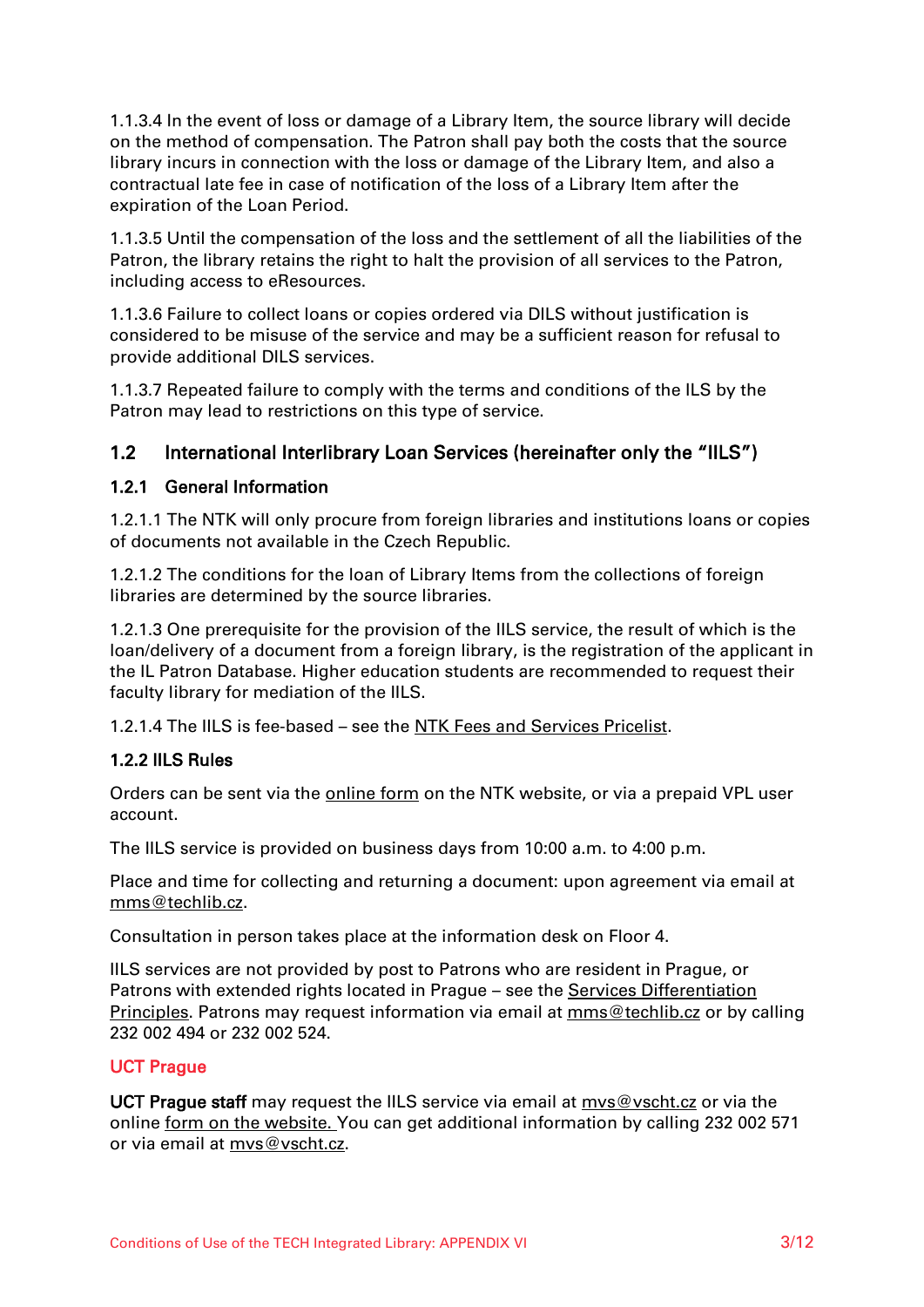1.1.3.4 In the event of loss or damage of a Library Item, the source library will decide on the method of compensation. The Patron shall pay both the costs that the source library incurs in connection with the loss or damage of the Library Item, and also a contractual late fee in case of notification of the loss of a Library Item after the expiration of the Loan Period.

1.1.3.5 Until the compensation of the loss and the settlement of all the liabilities of the Patron, the library retains the right to halt the provision of all services to the Patron, including access to eResources.

1.1.3.6 Failure to collect loans or copies ordered via DILS without justification is considered to be misuse of the service and may be a sufficient reason for refusal to provide additional DILS services.

1.1.3.7 Repeated failure to comply with the terms and conditions of the ILS by the Patron may lead to restrictions on this type of service.

## 1.2 International Interlibrary Loan Services (hereinafter only the "IILS")

### 1.2.1 General Information

1.2.1.1 The NTK will only procure from foreign libraries and institutions loans or copies of documents not available in the Czech Republic.

1.2.1.2 The conditions for the loan of Library Items from the collections of foreign libraries are determined by the source libraries.

1.2.1.3 One prerequisite for the provision of the IILS service, the result of which is the loan/delivery of a document from a foreign library, is the registration of the applicant in the IL Patron Database. Higher education students are recommended to request their faculty library for mediation of the IILS.

1.2.1.4 The IILS is fee-based – see the NTK Fees and Services Pricelist.

### 1.2.2 IILS Rules

Orders can be sent via the online form on the NTK website, or via a prepaid VPL user account.

The IILS service is provided on business days from 10:00 a.m. to 4:00 p.m.

Place and time for collecting and returning a document: upon agreement via email at mms@techlib.cz.

Consultation in person takes place at the information desk on Floor 4.

IILS services are not provided by post to Patrons who are resident in Prague, or Patrons with extended rights located in Prague – see the Services Differentiation Principles. Patrons may request information via email at mms@techlib.cz or by calling 232 002 494 or 232 002 524.

#### UCT Prague

**UCT Prague staff** may request the IILS service via email at mvs@vscht.cz or via the online form on the website. You can get additional information by calling 232 002 571 or via email at mvs@vscht.cz.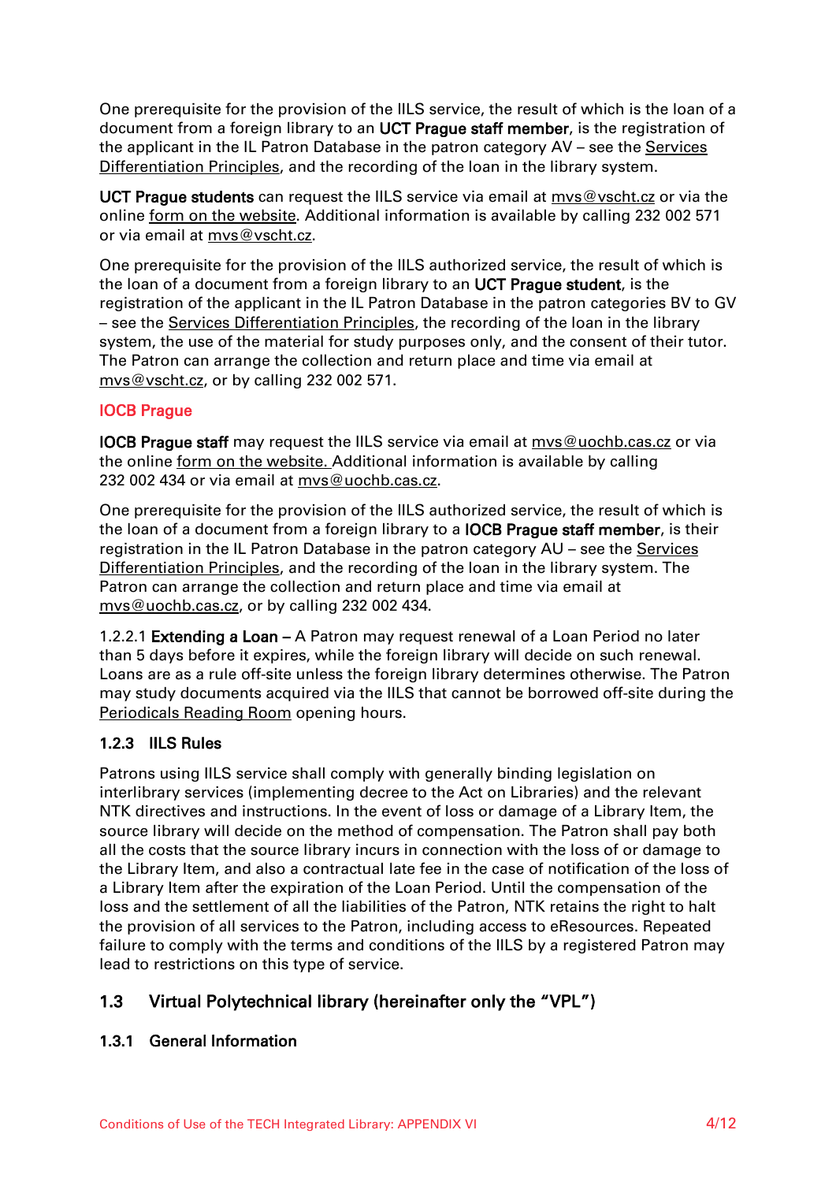One prerequisite for the provision of the IILS service, the result of which is the loan of a document from a foreign library to an **UCT Prague staff member**, is the registration of the applicant in the IL Patron Database in the patron category AV – see the Services Differentiation Principles, and the recording of the loan in the library system.

**UCT Prague students** can request the IILS service via email at mvs@vscht.cz or via the online form on the website. Additional information is available by calling 232 002 571 or via email at mvs@vscht.cz.

One prerequisite for the provision of the IILS authorized service, the result of which is the loan of a document from a foreign library to an **UCT Prague student**, is the registration of the applicant in the IL Patron Database in the patron categories BV to GV – see the Services Differentiation Principles, the recording of the loan in the library system, the use of the material for study purposes only, and the consent of their tutor. The Patron can arrange the collection and return place and time via email at mvs@vscht.cz, or by calling 232 002 571.

**IOCB Prague**

**IOCB Prague staff** may request the IILS service via email at mvs@uochb.cas.cz or via the online form on the website. Additional information is available by calling 232 002 434 or via email at mvs@uochb.cas.cz.

One prerequisite for the provision of the IILS authorized service, the result of which is the loan of a document from a foreign library to a **IOCB Prague staff member**, is their registration in the IL Patron Database in the patron category AU – see the Services Differentiation Principles, and the recording of the loan in the library system. The Patron can arrange the collection and return place and time via email at mvs@uochb.cas.cz, or by calling 232 002 434.

1.2.2.1 **Extending a Loan –** A Patron may request renewal of a Loan Period no later than 5 days before it expires, while the foreign library will decide on such renewal. Loans are as a rule off-site unless the foreign library determines otherwise. The Patron may study documents acquired via the IILS that cannot be borrowed off-site during the Periodicals Reading Room opening hours.

### 1.2.3 IILS Rules

Patrons using IILS service shall comply with generally binding legislation on interlibrary services (implementing decree to the Act on Libraries) and the relevant NTK directives and instructions. In the event of loss or damage of a Library Item, the source library will decide on the method of compensation. The Patron shall pay both all the costs that the source library incurs in connection with the loss of or damage to the Library Item, and also a contractual late fee in the case of notification of the loss of a Library Item after the expiration of the Loan Period. Until the compensation of the loss and the settlement of all the liabilities of the Patron, NTK retains the right to halt the provision of all services to the Patron, including access to eResources. Repeated failure to comply with the terms and conditions of the IILS by a registered Patron may lead to restrictions on this type of service.

## 1.3 Virtual Polytechnical library (hereinafter only the "VPL")

### 1.3.1 General Information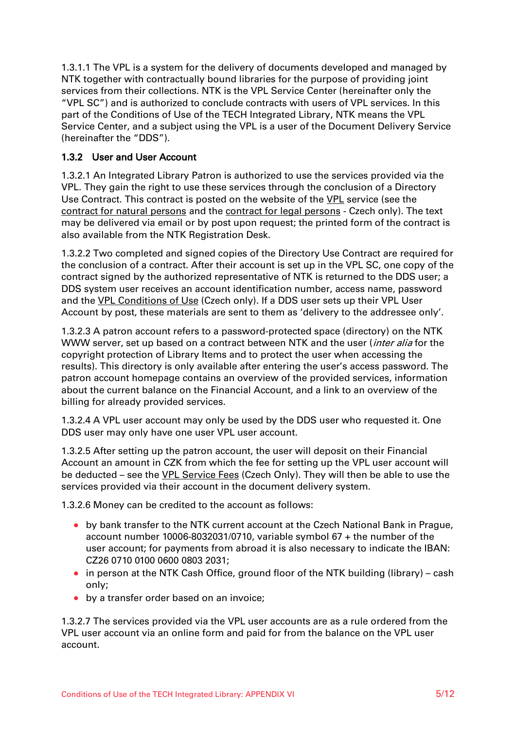1.3.1.1 The VPL is a system for the delivery of documents developed and managed by NTK together with contractually bound libraries for the purpose of providing joint services from their collections. NTK is the VPL Service Center (hereinafter only the "VPL SC") and is authorized to conclude contracts with users of VPL services. In this part of the Conditions of Use of the TECH Integrated Library, NTK means the VPL Service Center, and a subject using the VPL is a user of the Document Delivery Service (hereinafter the "DDS").

### 1.3.2 User and User Account

1.3.2.1 An Integrated Library Patron is authorized to use the services provided via the VPL. They gain the right to use these services through the conclusion of a Directory Use Contract. This contract is posted on the website of the VPL service (see the contract for natural persons and the contract for legal persons - Czech only). The text may be delivered via email or by post upon request; the printed form of the contract is also available from the NTK Registration Desk.

1.3.2.2 Two completed and signed copies of the Directory Use Contract are required for the conclusion of a contract. After their account is set up in the VPL SC, one copy of the contract signed by the authorized representative of NTK is returned to the DDS user; a DDS system user receives an account identification number, access name, password and the VPL Conditions of Use (Czech only). If a DDS user sets up their VPL User Account by post, these materials are sent to them as 'delivery to the addressee only'.

1.3.2.3 A patron account refers to a password-protected space (directory) on the NTK WWW server, set up based on a contract between NTK and the user (*inter alia* for the copyright protection of Library Items and to protect the user when accessing the results). This directory is only available after entering the user's access password. The patron account homepage contains an overview of the provided services, information about the current balance on the Financial Account, and a link to an overview of the billing for already provided services.

1.3.2.4 A VPL user account may only be used by the DDS user who requested it. One DDS user may only have one user VPL user account.

1.3.2.5 After setting up the patron account, the user will deposit on their Financial Account an amount in CZK from which the fee for setting up the VPL user account will be deducted – see the VPL Service Fees (Czech Only). They will then be able to use the services provided via their account in the document delivery system.

1.3.2.6 Money can be credited to the account as follows:

- by bank transfer to the NTK current account at the Czech National Bank in Prague, account number 10006-8032031/0710, variable symbol 67 + the number of the user account; for payments from abroad it is also necessary to indicate the IBAN: CZ26 0710 0100 0600 0803 2031;
- in person at the NTK Cash Office, ground floor of the NTK building (library) – cash only;
- by a transfer order based on an invoice;

1.3.2.7 The services provided via the VPL user accounts are as a rule ordered from the VPL user account via an online form and paid for from the balance on the VPL user account.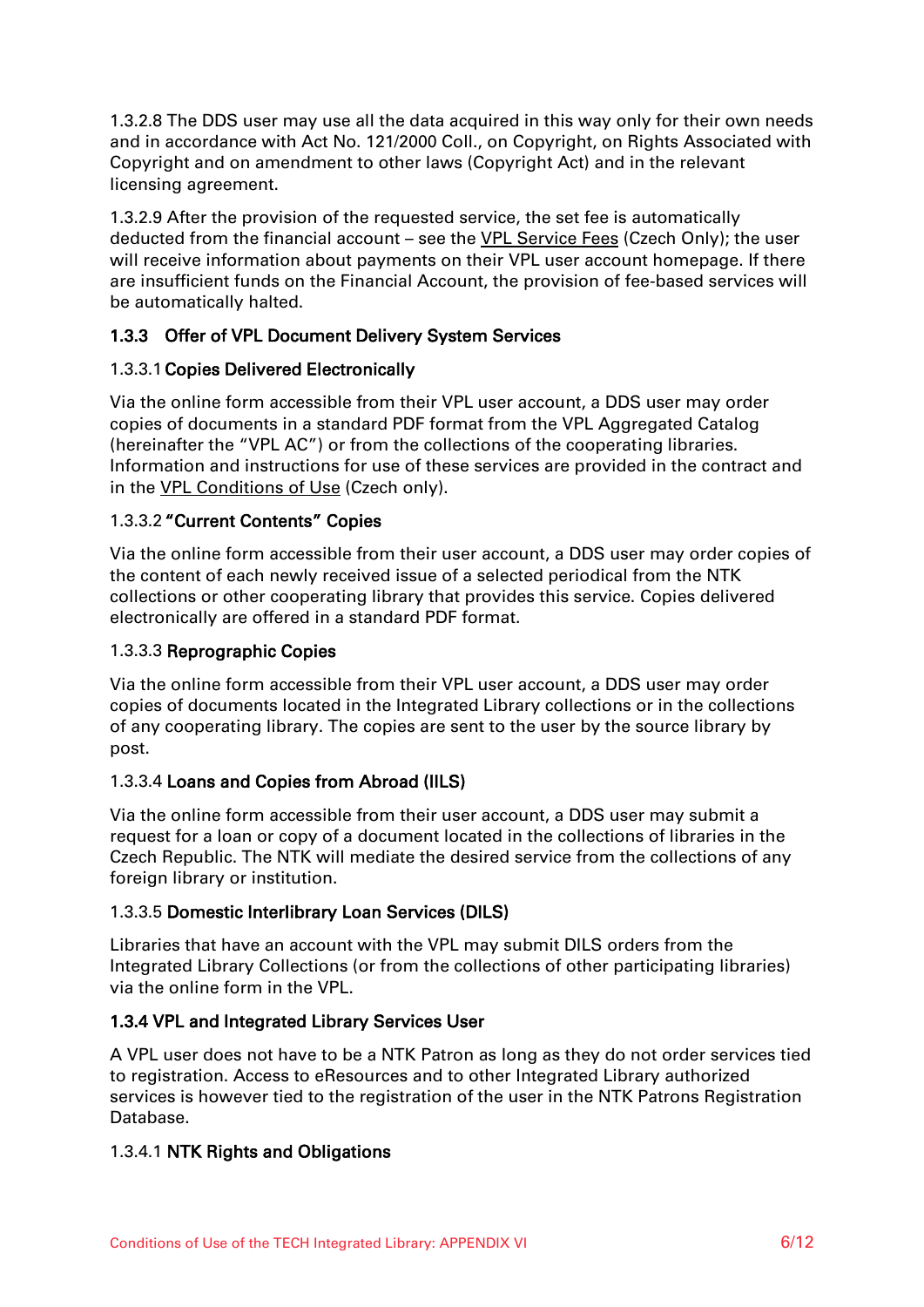1.3.2.8 The DDS user may use all the data acquired in this way only for their own needs and in accordance with Act No. 121/2000 Coll., on Copyright, on Rights Associated with Copyright and on amendment to other laws (Copyright Act) and in the relevant licensing agreement.

1.3.2.9 After the provision of the requested service, the set fee is automatically deducted from the financial account – see the VPL Service Fees (Czech Only); the user will receive information about payments on their VPL user account homepage. If there are insufficient funds on the Financial Account, the provision of fee-based services will be automatically halted.

### 1.3.3 Offer of VPL Document Delivery System Services

#### 1.3.3.1 Copies Delivered Electronically

Via the online form accessible from their VPL user account, a DDS user may order copies of documents in a standard PDF format from the VPL Aggregated Catalog (hereinafter the "VPL AC") or from the collections of the cooperating libraries. Information and instructions for use of these services are provided in the contract and in the VPL Conditions of Use (Czech only).

#### 1.3.3.2 "Current Contents" Copies

Via the online form accessible from their user account, a DDS user may order copies of the content of each newly received issue of a selected periodical from the NTK collections or other cooperating library that provides this service. Copies delivered electronically are offered in a standard PDF format.

#### 1.3.3.3 Reprographic Copies

Via the online form accessible from their VPL user account, a DDS user may order copies of documents located in the Integrated Library collections or in the collections of any cooperating library. The copies are sent to the user by the source library by post.

#### 1.3.3.4 Loans and Copies from Abroad (IILS)

Via the online form accessible from their user account, a DDS user may submit a request for a loan or copy of a document located in the collections of libraries in the Czech Republic. The NTK will mediate the desired service from the collections of any foreign library or institution.

#### 1.3.3.5 Domestic Interlibrary Loan Services (DILS)

Libraries that have an account with the VPL may submit DILS orders from the Integrated Library Collections (or from the collections of other participating libraries) via the online form in the VPL.

### 1.3.4 VPL and Integrated Library Services User

A VPL user does not have to be a NTK Patron as long as they do not order services tied to registration. Access to eResources and to other Integrated Library authorized services is however tied to the registration of the user in the NTK Patrons Registration Database.

#### 1.3.4.1 NTK Rights and Obligations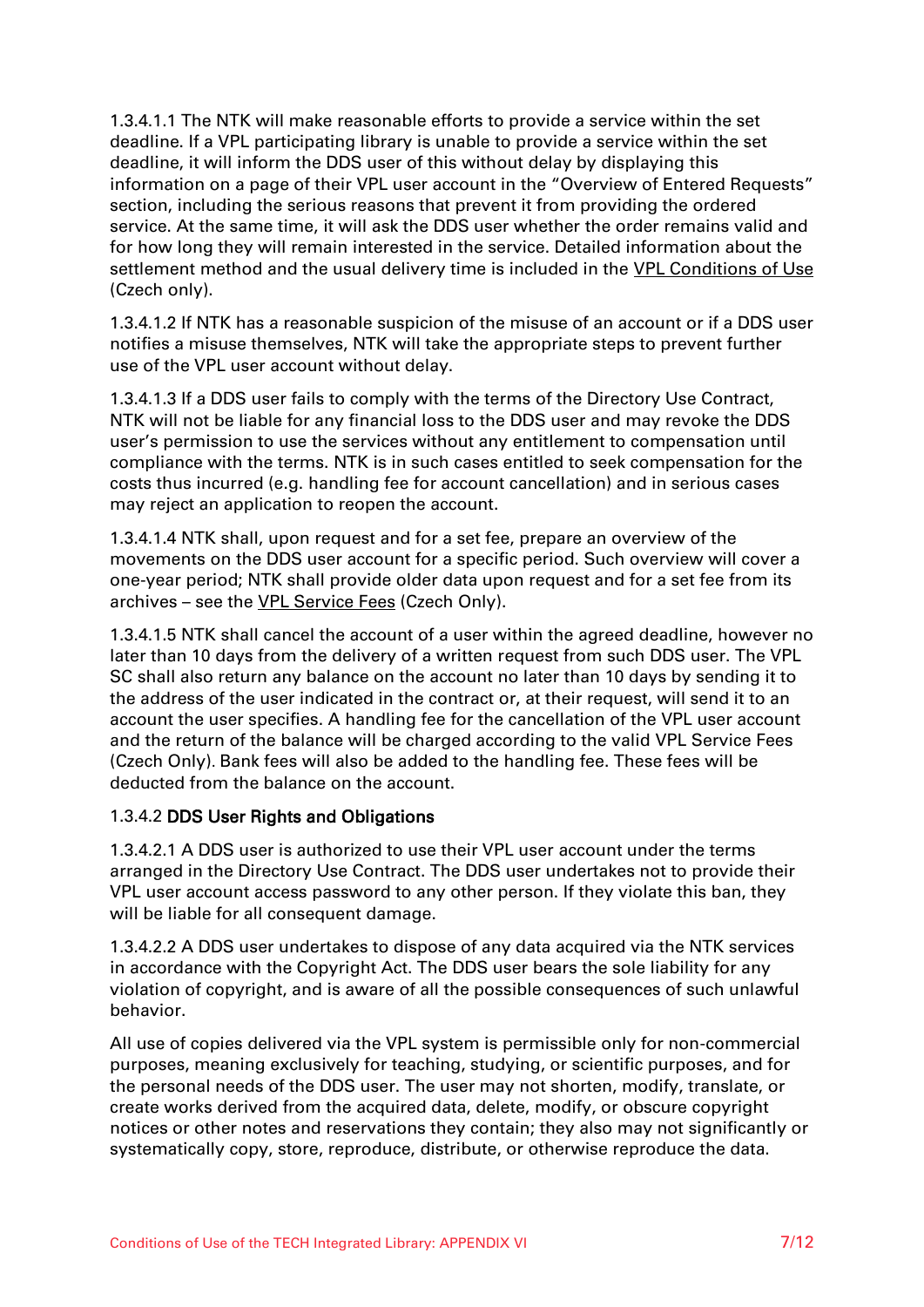1.3.4.1.1 The NTK will make reasonable efforts to provide a service within the set deadline. If a VPL participating library is unable to provide a service within the set deadline, it will inform the DDS user of this without delay by displaying this information on a page of their VPL user account in the "Overview of Entered Requests" section, including the serious reasons that prevent it from providing the ordered service. At the same time, it will ask the DDS user whether the order remains valid and for how long they will remain interested in the service. Detailed information about the settlement method and the usual delivery time is included in the VPL Conditions of Use (Czech only).

1.3.4.1.2 If NTK has a reasonable suspicion of the misuse of an account or if a DDS user notifies a misuse themselves, NTK will take the appropriate steps to prevent further use of the VPL user account without delay.

1.3.4.1.3 If a DDS user fails to comply with the terms of the Directory Use Contract, NTK will not be liable for any financial loss to the DDS user and may revoke the DDS user's permission to use the services without any entitlement to compensation until compliance with the terms. NTK is in such cases entitled to seek compensation for the costs thus incurred (e.g. handling fee for account cancellation) and in serious cases may reject an application to reopen the account.

1.3.4.1.4 NTK shall, upon request and for a set fee, prepare an overview of the movements on the DDS user account for a specific period. Such overview will cover a one-year period; NTK shall provide older data upon request and for a set fee from its archives – see the VPL Service Fees (Czech Only).

1.3.4.1.5 NTK shall cancel the account of a user within the agreed deadline, however no later than 10 days from the delivery of a written request from such DDS user. The VPL SC shall also return any balance on the account no later than 10 days by sending it to the address of the user indicated in the contract or, at their request, will send it to an account the user specifies. A handling fee for the cancellation of the VPL user account and the return of the balance will be charged according to the valid VPL Service Fees (Czech Only). Bank fees will also be added to the handling fee. These fees will be deducted from the balance on the account.

#### 1.3.4.2 DDS User Rights and Obligations

1.3.4.2.1 A DDS user is authorized to use their VPL user account under the terms arranged in the Directory Use Contract. The DDS user undertakes not to provide their VPL user account access password to any other person. If they violate this ban, they will be liable for all consequent damage.

1.3.4.2.2 A DDS user undertakes to dispose of any data acquired via the NTK services in accordance with the Copyright Act. The DDS user bears the sole liability for any violation of copyright, and is aware of all the possible consequences of such unlawful behavior.

All use of copies delivered via the VPL system is permissible only for non-commercial purposes, meaning exclusively for teaching, studying, or scientific purposes, and for the personal needs of the DDS user. The user may not shorten, modify, translate, or create works derived from the acquired data, delete, modify, or obscure copyright notices or other notes and reservations they contain; they also may not significantly or systematically copy, store, reproduce, distribute, or otherwise reproduce the data.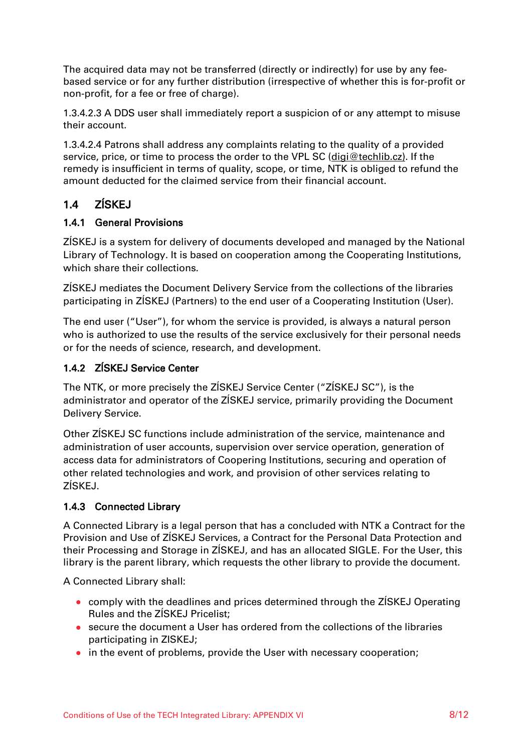The acquired data may not be transferred (directly or indirectly) for use by any fee-based service or for any further distribution (irrespective of whether this is for-profit or non-profit, for a fee or free of charge).

1.3.4.2.3 A DDS user shall immediately report a suspicion of or any attempt to misuse their account.

1.3.4.2.4 Patrons shall address any complaints relating to the quality of a provided service, price, or time to process the order to the VPL SC (digi@techlib.cz). If the remedy is insufficient in terms of quality, scope, or time, NTK is obliged to refund the amount deducted for the claimed service from their financial account.

## 1.4 ZÍSKEJ

### 1.4.1 General Provisions

ZÍSKEJ is a system for delivery of documents developed and managed by the National Library of Technology. It is based on cooperation among the Cooperating Institutions, which share their collections.

ZÍSKEJ mediates the Document Delivery Service from the collections of the libraries participating in ZÍSKEJ (Partners) to the end user of a Cooperating Institution (User).

The end user ("User"), for whom the service is provided, is always a natural person who is authorized to use the results of the service exclusively for their personal needs or for the needs of science, research, and development.

### 1.4.2 ZÍSKEJ Service Center

The NTK, or more precisely the ZÍSKEJ Service Center ("ZÍSKEJ SC"), is the administrator and operator of the ZÍSKEJ service, primarily providing the Document Delivery Service.

Other ZÍSKEJ SC functions include administration of the service, maintenance and administration of user accounts, supervision over service operation, generation of access data for administrators of Coopering Institutions, securing and operation of other related technologies and work, and provision of other services relating to ZÍSKEJ.

### 1.4.3 Connected Library

A Connected Library is a legal person that has a concluded with NTK a Contract for the Provision and Use of ZÍSKEJ Services, a Contract for the Personal Data Protection and their Processing and Storage in ZÍSKEJ, and has an allocated SIGLE. For the User, this library is the parent library, which requests the other library to provide the document.

A Connected Library shall:

- comply with the deadlines and prices determined through the ZÍSKEJ Operating Rules and the ZÍSKEJ Pricelist;
- secure the document a User has ordered from the collections of the libraries participating in ZISKEJ;
- in the event of problems, provide the User with necessary cooperation;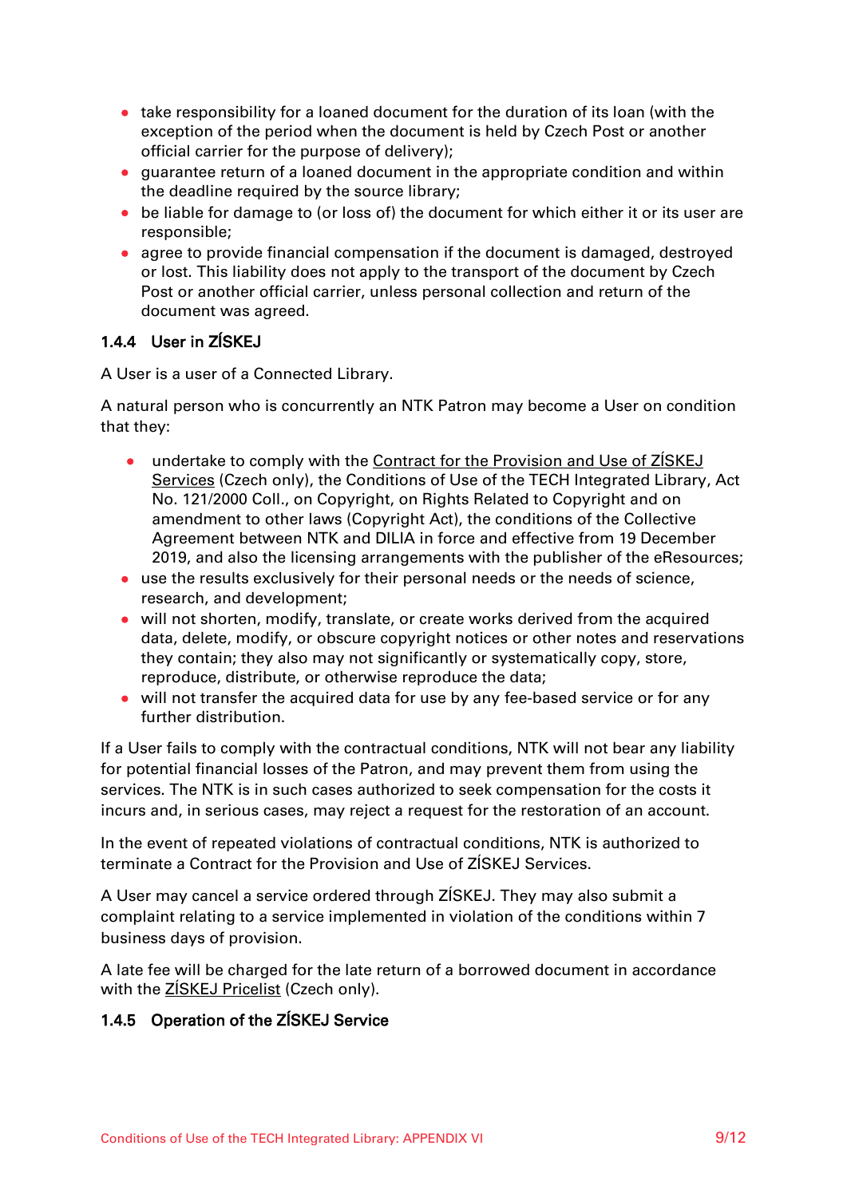- take responsibility for a loaned document for the duration of its loan (with the exception of the period when the document is held by Czech Post or another official carrier for the purpose of delivery);
- guarantee return of a loaned document in the appropriate condition and within the deadline required by the source library;
- be liable for damage to (or loss of) the document for which either it or its user are responsible;
- agree to provide financial compensation if the document is damaged, destroyed or lost. This liability does not apply to the transport of the document by Czech Post or another official carrier, unless personal collection and return of the document was agreed.

### 1.4.4 User in ZÍSKEJ

A User is a user of a Connected Library.

A natural person who is concurrently an NTK Patron may become a User on condition that they:

- undertake to comply with the Contract for the Provision and Use of ZÍSKEJ Services (Czech only), the Conditions of Use of the TECH Integrated Library, Act No. 121/2000 Coll., on Copyright, on Rights Related to Copyright and on amendment to other laws (Copyright Act), the conditions of the Collective Agreement between NTK and DILIA in force and effective from 19 December 2019, and also the licensing arrangements with the publisher of the eResources;
- use the results exclusively for their personal needs or the needs of science, research, and development;
- will not shorten, modify, translate, or create works derived from the acquired data, delete, modify, or obscure copyright notices or other notes and reservations they contain; they also may not significantly or systematically copy, store, reproduce, distribute, or otherwise reproduce the data;
- will not transfer the acquired data for use by any fee-based service or for any further distribution.

If a User fails to comply with the contractual conditions, NTK will not bear any liability for potential financial losses of the Patron, and may prevent them from using the services. The NTK is in such cases authorized to seek compensation for the costs it incurs and, in serious cases, may reject a request for the restoration of an account.

In the event of repeated violations of contractual conditions, NTK is authorized to terminate a Contract for the Provision and Use of ZÍSKEJ Services.

A User may cancel a service ordered through ZÍSKEJ. They may also submit a complaint relating to a service implemented in violation of the conditions within 7 business days of provision.

A late fee will be charged for the late return of a borrowed document in accordance with the ZÍSKEJ Pricelist (Czech only).

### 1.4.5 Operation of the ZÍSKEJ Service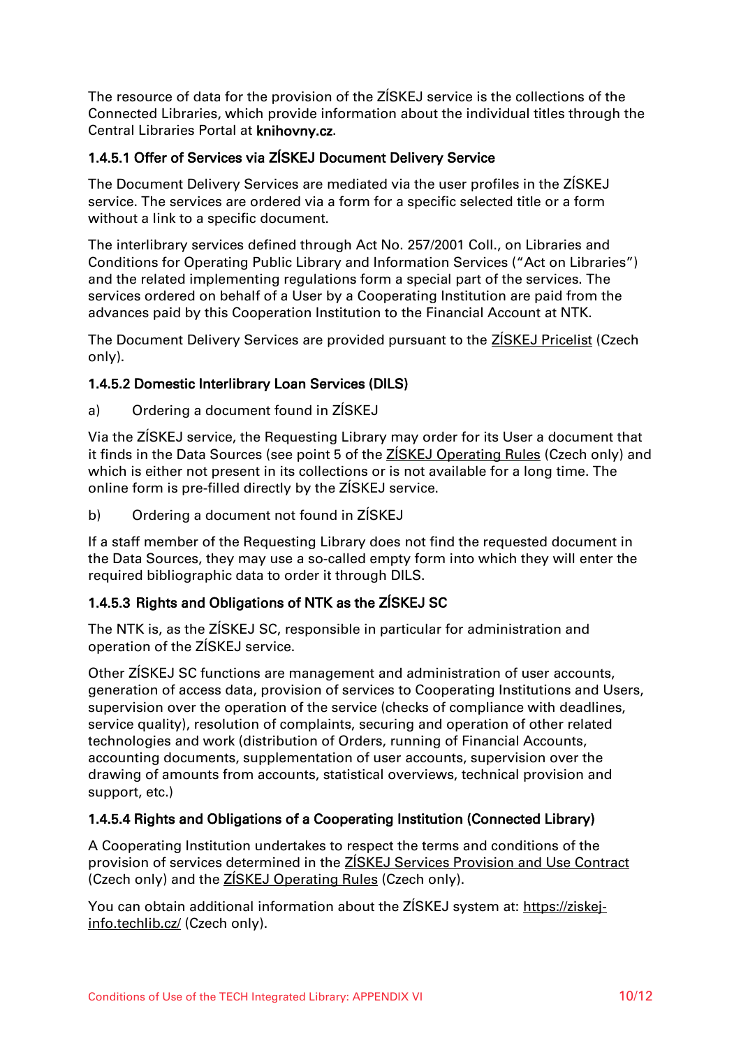The resource of data for the provision of the ZÍSKEJ service is the collections of the Connected Libraries, which provide information about the individual titles through the Central Libraries Portal at **knihovny.cz**.

#### 1.4.5.1 Offer of Services via ZÍSKEJ Document Delivery Service

The Document Delivery Services are mediated via the user profiles in the ZÍSKEJ service. The services are ordered via a form for a specific selected title or a form without a link to a specific document.

The interlibrary services defined through Act No. 257/2001 Coll., on Libraries and Conditions for Operating Public Library and Information Services ("Act on Libraries") and the related implementing regulations form a special part of the services. The services ordered on behalf of a User by a Cooperating Institution are paid from the advances paid by this Cooperation Institution to the Financial Account at NTK.

The Document Delivery Services are provided pursuant to the ZÍSKEJ Pricelist (Czech only).

#### 1.4.5.2 Domestic Interlibrary Loan Services (DILS)

a) Ordering a document found in ZÍSKEJ

Via the ZÍSKEJ service, the Requesting Library may order for its User a document that it finds in the Data Sources (see point 5 of the ZÍSKEJ Operating Rules (Czech only) and which is either not present in its collections or is not available for a long time. The online form is pre-filled directly by the ZÍSKEJ service.

b) Ordering a document not found in ZÍSKEJ

If a staff member of the Requesting Library does not find the requested document in the Data Sources, they may use a so-called empty form into which they will enter the required bibliographic data to order it through DILS.

#### 1.4.5.3 Rights and Obligations of NTK as the ZÍSKEJ SC

The NTK is, as the ZÍSKEJ SC, responsible in particular for administration and operation of the ZÍSKEJ service.

Other ZÍSKEJ SC functions are management and administration of user accounts, generation of access data, provision of services to Cooperating Institutions and Users, supervision over the operation of the service (checks of compliance with deadlines, service quality), resolution of complaints, securing and operation of other related technologies and work (distribution of Orders, running of Financial Accounts, accounting documents, supplementation of user accounts, supervision over the drawing of amounts from accounts, statistical overviews, technical provision and support, etc.)

#### 1.4.5.4 Rights and Obligations of a Cooperating Institution (Connected Library)

A Cooperating Institution undertakes to respect the terms and conditions of the provision of services determined in the ZÍSKEJ Services Provision and Use Contract (Czech only) and the ZÍSKEJ Operating Rules (Czech only).

You can obtain additional information about the ZÍSKEJ system at: https://ziskej-info.techlib.cz/ (Czech only).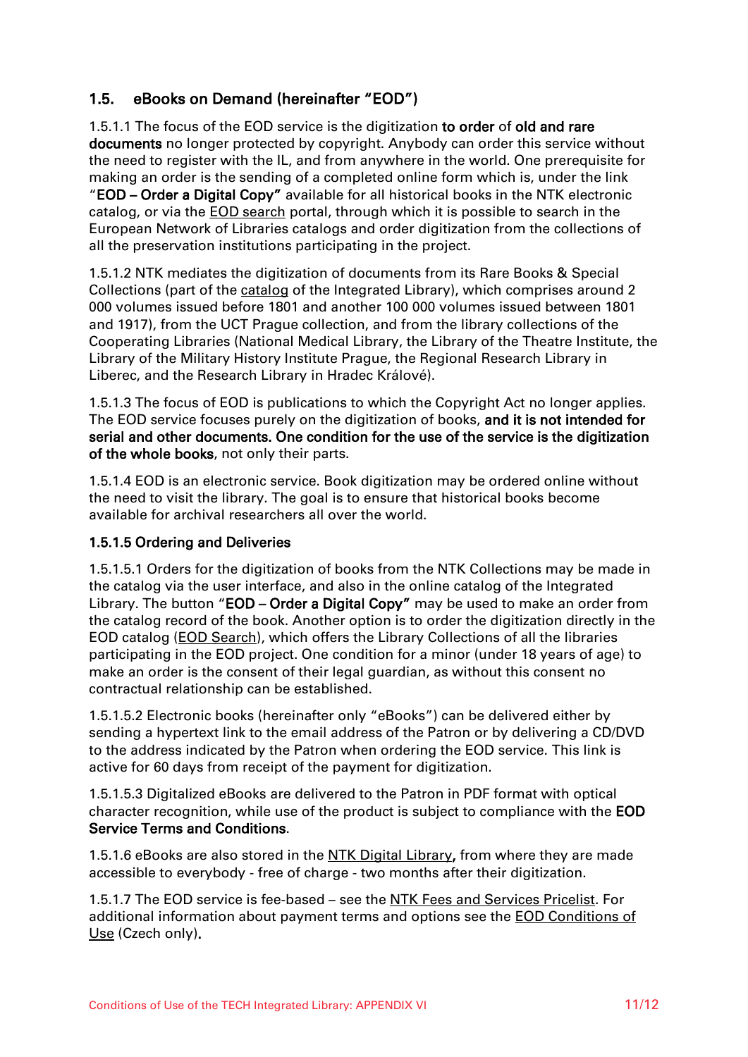## 1.5. eBooks on Demand (hereinafter "EOD")

1.5.1.1 The focus of the EOD service is the digitization **to order** of **old and rare documents** no longer protected by copyright. Anybody can order this service without the need to register with the IL, and from anywhere in the world. One prerequisite for making an order is the sending of a completed online form which is, under the link "**EOD – Order a Digital Copy"** available for all historical books in the NTK electronic catalog, or via the EOD search portal, through which it is possible to search in the European Network of Libraries catalogs and order digitization from the collections of all the preservation institutions participating in the project.

1.5.1.2 NTK mediates the digitization of documents from its Rare Books & Special Collections (part of the catalog of the Integrated Library), which comprises around 2 000 volumes issued before 1801 and another 100 000 volumes issued between 1801 and 1917), from the UCT Prague collection, and from the library collections of the Cooperating Libraries (National Medical Library, the Library of the Theatre Institute, the Library of the Military History Institute Prague, the Regional Research Library in Liberec, and the Research Library in Hradec Králové).

1.5.1.3 The focus of EOD is publications to which the Copyright Act no longer applies. The EOD service focuses purely on the digitization of books, **and it is not intended for serial and other documents. One condition for the use of the service is the digitization of the whole books**, not only their parts.

1.5.1.4 EOD is an electronic service. Book digitization may be ordered online without the need to visit the library. The goal is to ensure that historical books become available for archival researchers all over the world.

**1.5.1.5 Ordering and Deliveries**

1.5.1.5.1 Orders for the digitization of books from the NTK Collections may be made in the catalog via the user interface, and also in the online catalog of the Integrated Library. The button "**EOD – Order a Digital Copy"** may be used to make an order from the catalog record of the book. Another option is to order the digitization directly in the EOD catalog (EOD Search), which offers the Library Collections of all the libraries participating in the EOD project. One condition for a minor (under 18 years of age) to make an order is the consent of their legal guardian, as without this consent no contractual relationship can be established.

1.5.1.5.2 Electronic books (hereinafter only "eBooks") can be delivered either by sending a hypertext link to the email address of the Patron or by delivering a CD/DVD to the address indicated by the Patron when ordering the EOD service. This link is active for 60 days from receipt of the payment for digitization.

1.5.1.5.3 Digitalized eBooks are delivered to the Patron in PDF format with optical character recognition, while use of the product is subject to compliance with the **EOD Service Terms and Conditions**.

1.5.1.6 eBooks are also stored in the NTK Digital Library, from where they are made accessible to everybody - free of charge - two months after their digitization.

1.5.1.7 The EOD service is fee-based – see the NTK Fees and Services Pricelist. For additional information about payment terms and options see the EOD Conditions of Use (Czech only).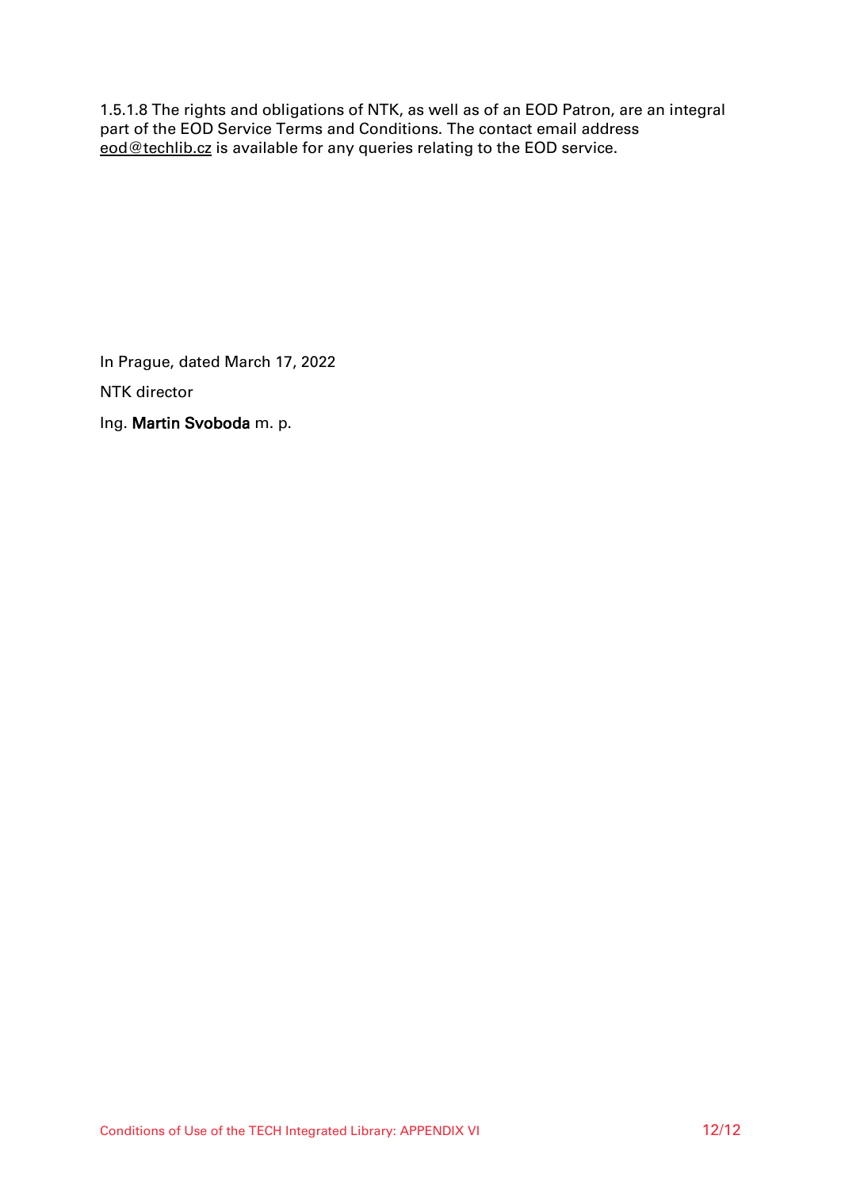1.5.1.8 The rights and obligations of NTK, as well as of an EOD Patron, are an integral part of the EOD Service Terms and Conditions. The contact email address eod@techlib.cz is available for any queries relating to the EOD service.

In Prague, dated March 17, 2022

NTK director

Ing. **Martin Svoboda** m. p.